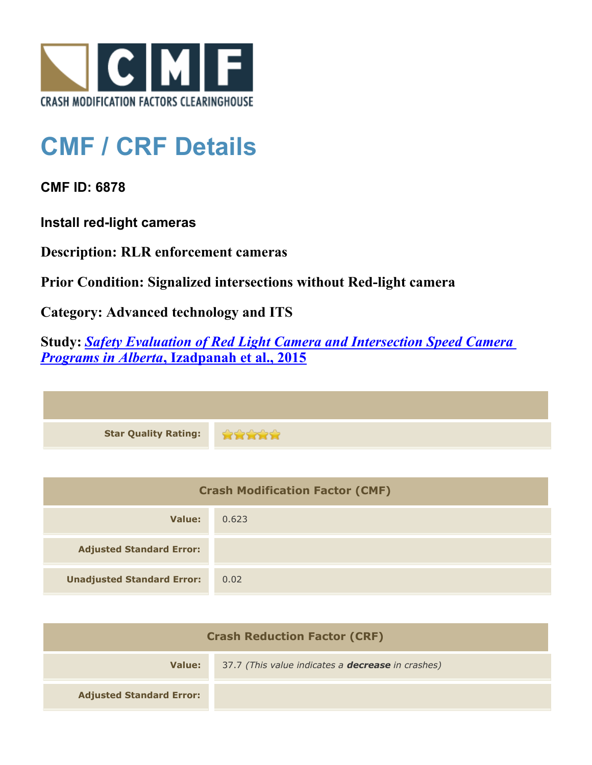CRASH MODIFICATION FACTORS CLEARINGHOUSE

# CMF / CRF Details

### CMF ID: 6878

### Install red-light cameras

**Description: RLR enforcement cameras**

**Prior Condition: Signalized intersections without Red-light camera**

**Category: Advanced technology and ITS**

**Study: *Safety Evaluation of Red Light Camera and Intersection Speed Camera Programs in Alberta*, Izadpanah et al., 2015**

| | |
|---|---|
| **Star Quality Rating:** | ★★★★★ |

| Crash Modification Factor (CMF) | |
|---|---|
| **Value:** | 0.623 |
| **Adjusted Standard Error:** | |
| **Unadjusted Standard Error:** | 0.02 |

| Crash Reduction Factor (CRF) | |
|---|---|
| **Value:** | 37.7 *(This value indicates a **decrease** in crashes)* |
| **Adjusted Standard Error:** | |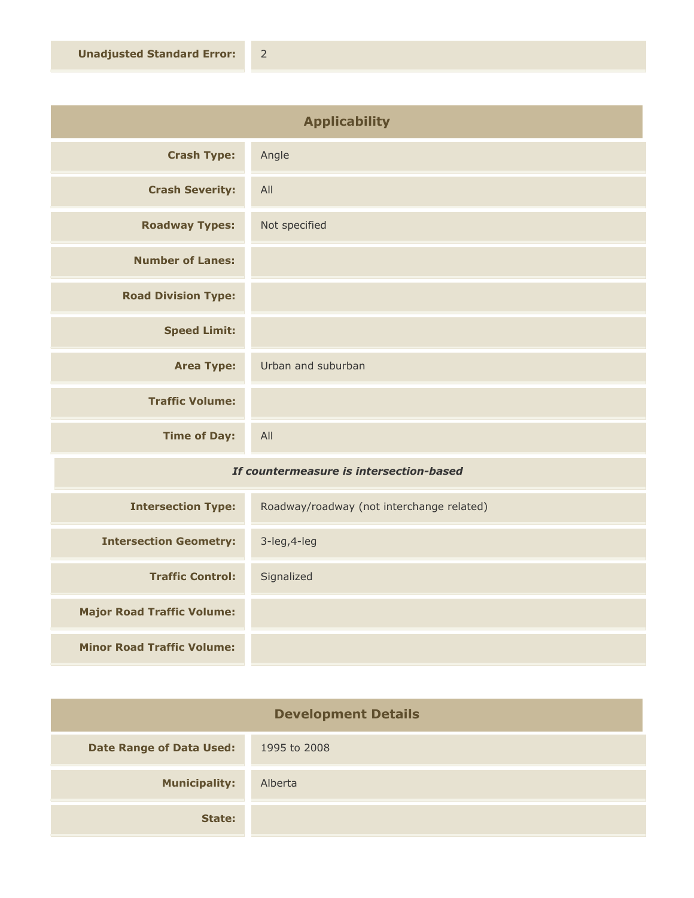| | |
|---|---|
| **Unadjusted Standard Error:** | 2 |

## Applicability

| | |
|---|---|
| **Crash Type:** | Angle |
| **Crash Severity:** | All |
| **Roadway Types:** | Not specified |
| **Number of Lanes:** | |
| **Road Division Type:** | |
| **Speed Limit:** | |
| **Area Type:** | Urban and suburban |
| **Traffic Volume:** | |
| **Time of Day:** | All |

***If countermeasure is intersection-based***

| | |
|---|---|
| **Intersection Type:** | Roadway/roadway (not interchange related) |
| **Intersection Geometry:** | 3-leg,4-leg |
| **Traffic Control:** | Signalized |
| **Major Road Traffic Volume:** | |
| **Minor Road Traffic Volume:** | |

## Development Details

| | |
|---|---|
| **Date Range of Data Used:** | 1995 to 2008 |
| **Municipality:** | Alberta |
| **State:** | |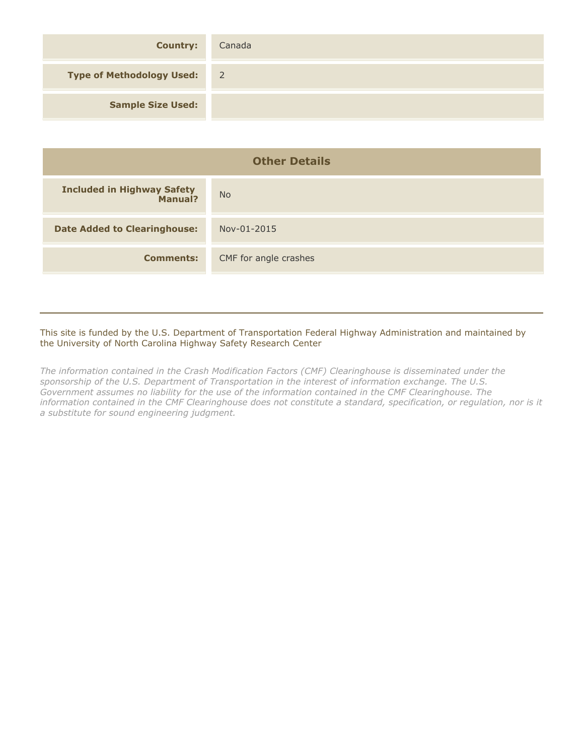| | |
|---|---|
| **Country:** | Canada |
| **Type of Methodology Used:** | 2 |
| **Sample Size Used:** | |

## Other Details

| | |
|---|---|
| **Included in Highway Safety Manual?** | No |
| **Date Added to Clearinghouse:** | Nov-01-2015 |
| **Comments:** | CMF for angle crashes |

---

This site is funded by the U.S. Department of Transportation Federal Highway Administration and maintained by the University of North Carolina Highway Safety Research Center

*The information contained in the Crash Modification Factors (CMF) Clearinghouse is disseminated under the sponsorship of the U.S. Department of Transportation in the interest of information exchange. The U.S. Government assumes no liability for the use of the information contained in the CMF Clearinghouse. The information contained in the CMF Clearinghouse does not constitute a standard, specification, or regulation, nor is it a substitute for sound engineering judgment.*